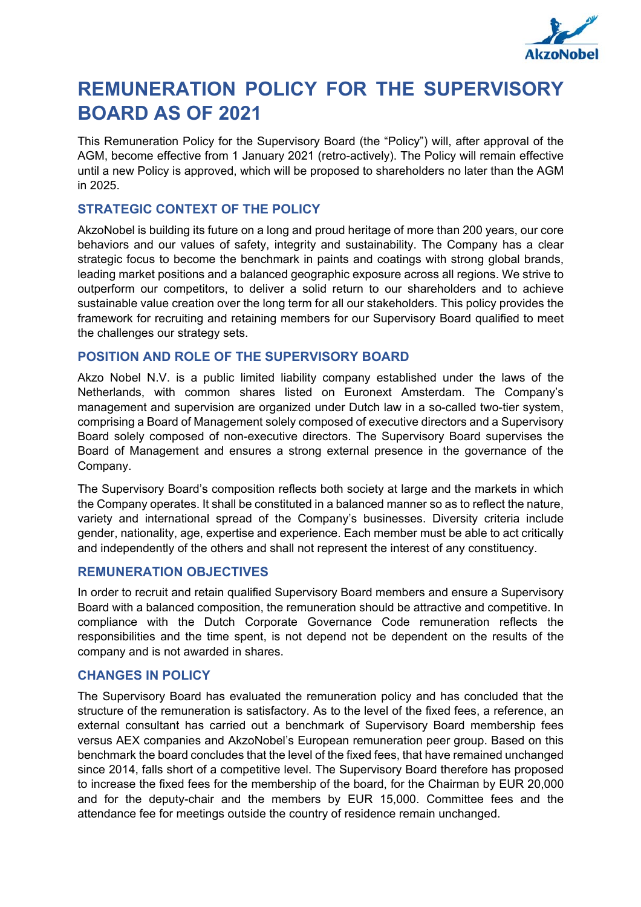# REMUNERATION POLICY FOR THE SUPERVISORY BOARD AS OF 2021

This Remuneration Policy for the Supervisory Board (the "Policy") will, after approval of the AGM, become effective from 1 January 2021 (retro-actively). The Policy will remain effective until a new Policy is approved, which will be proposed to shareholders no later than the AGM in 2025.

## STRATEGIC CONTEXT OF THE POLICY

AkzoNobel is building its future on a long and proud heritage of more than 200 years, our core behaviors and our values of safety, integrity and sustainability. The Company has a clear strategic focus to become the benchmark in paints and coatings with strong global brands, leading market positions and a balanced geographic exposure across all regions. We strive to outperform our competitors, to deliver a solid return to our shareholders and to achieve sustainable value creation over the long term for all our stakeholders. This policy provides the framework for recruiting and retaining members for our Supervisory Board qualified to meet the challenges our strategy sets.

## POSITION AND ROLE OF THE SUPERVISORY BOARD

Akzo Nobel N.V. is a public limited liability company established under the laws of the Netherlands, with common shares listed on Euronext Amsterdam. The Company's management and supervision are organized under Dutch law in a so-called two-tier system, comprising a Board of Management solely composed of executive directors and a Supervisory Board solely composed of non-executive directors. The Supervisory Board supervises the Board of Management and ensures a strong external presence in the governance of the Company.

The Supervisory Board's composition reflects both society at large and the markets in which the Company operates. It shall be constituted in a balanced manner so as to reflect the nature, variety and international spread of the Company's businesses. Diversity criteria include gender, nationality, age, expertise and experience. Each member must be able to act critically and independently of the others and shall not represent the interest of any constituency.

## REMUNERATION OBJECTIVES

In order to recruit and retain qualified Supervisory Board members and ensure a Supervisory Board with a balanced composition, the remuneration should be attractive and competitive. In compliance with the Dutch Corporate Governance Code remuneration reflects the responsibilities and the time spent, is not depend not be dependent on the results of the company and is not awarded in shares.

## CHANGES IN POLICY

The Supervisory Board has evaluated the remuneration policy and has concluded that the structure of the remuneration is satisfactory. As to the level of the fixed fees, a reference, an external consultant has carried out a benchmark of Supervisory Board membership fees versus AEX companies and AkzoNobel's European remuneration peer group. Based on this benchmark the board concludes that the level of the fixed fees, that have remained unchanged since 2014, falls short of a competitive level. The Supervisory Board therefore has proposed to increase the fixed fees for the membership of the board, for the Chairman by EUR 20,000 and for the deputy-chair and the members by EUR 15,000. Committee fees and the attendance fee for meetings outside the country of residence remain unchanged.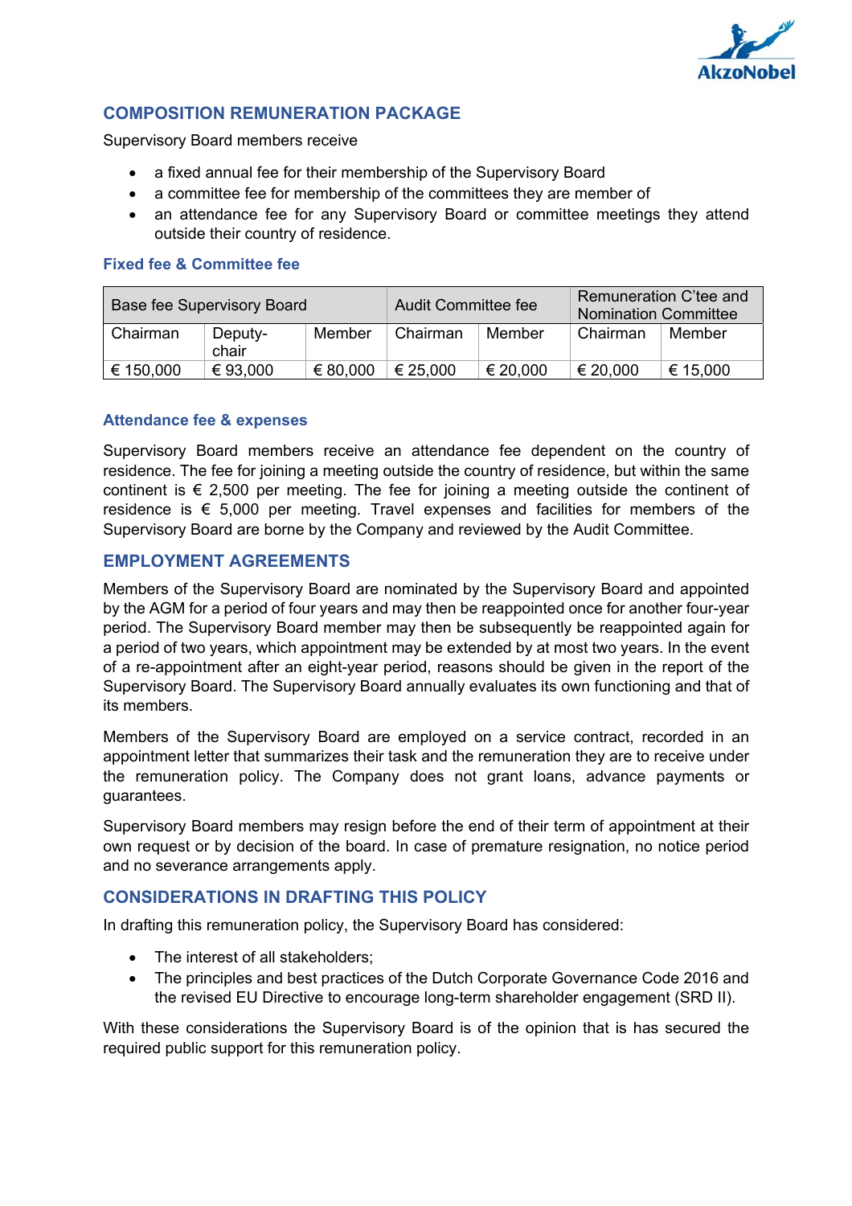## COMPOSITION REMUNERATION PACKAGE

Supervisory Board members receive

- a fixed annual fee for their membership of the Supervisory Board
- a committee fee for membership of the committees they are member of
- an attendance fee for any Supervisory Board or committee meetings they attend outside their country of residence.

### Fixed fee & Committee fee

| Base fee Supervisory Board | | | Audit Committee fee | | Remuneration C'tee and Nomination Committee | |
|---|---|---|---|---|---|---|
| Chairman | Deputy-chair | Member | Chairman | Member | Chairman | Member |
| € 150,000 | € 93,000 | € 80,000 | € 25,000 | € 20,000 | € 20,000 | € 15,000 |

### Attendance fee & expenses

Supervisory Board members receive an attendance fee dependent on the country of residence. The fee for joining a meeting outside the country of residence, but within the same continent is € 2,500 per meeting. The fee for joining a meeting outside the continent of residence is € 5,000 per meeting. Travel expenses and facilities for members of the Supervisory Board are borne by the Company and reviewed by the Audit Committee.

## EMPLOYMENT AGREEMENTS

Members of the Supervisory Board are nominated by the Supervisory Board and appointed by the AGM for a period of four years and may then be reappointed once for another four-year period. The Supervisory Board member may then be subsequently be reappointed again for a period of two years, which appointment may be extended by at most two years. In the event of a re-appointment after an eight-year period, reasons should be given in the report of the Supervisory Board. The Supervisory Board annually evaluates its own functioning and that of its members.

Members of the Supervisory Board are employed on a service contract, recorded in an appointment letter that summarizes their task and the remuneration they are to receive under the remuneration policy. The Company does not grant loans, advance payments or guarantees.

Supervisory Board members may resign before the end of their term of appointment at their own request or by decision of the board. In case of premature resignation, no notice period and no severance arrangements apply.

## CONSIDERATIONS IN DRAFTING THIS POLICY

In drafting this remuneration policy, the Supervisory Board has considered:

- The interest of all stakeholders;
- The principles and best practices of the Dutch Corporate Governance Code 2016 and the revised EU Directive to encourage long-term shareholder engagement (SRD II).

With these considerations the Supervisory Board is of the opinion that is has secured the required public support for this remuneration policy.